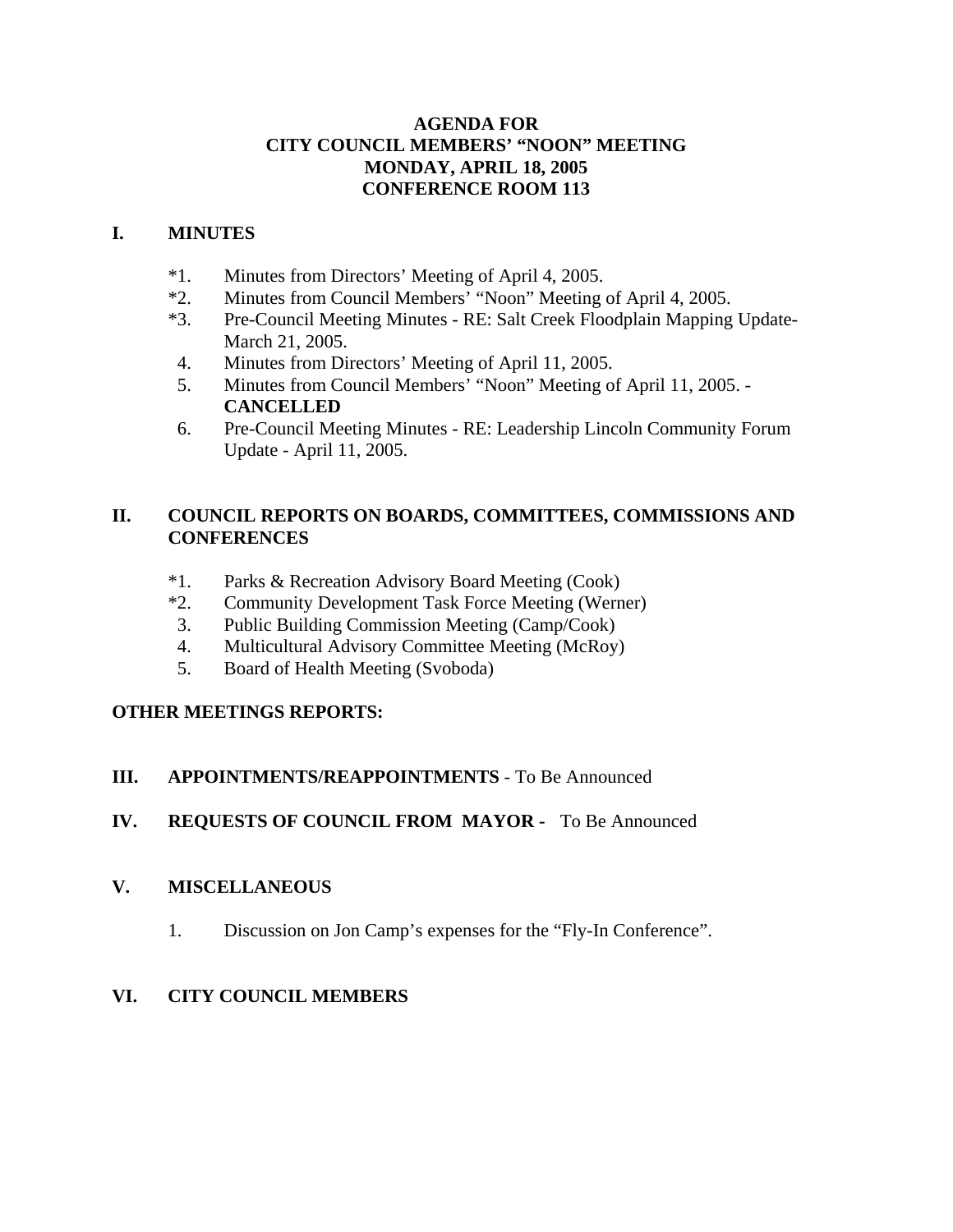# AGENDA FOR CITY COUNCIL MEMBERS' "NOON" MEETING MONDAY, APRIL 18, 2005 CONFERENCE ROOM 113

## I. MINUTES

*1. Minutes from Directors' Meeting of April 4, 2005.
*2. Minutes from Council Members' "Noon" Meeting of April 4, 2005.
*3. Pre-Council Meeting Minutes - RE: Salt Creek Floodplain Mapping Update- March 21, 2005.
4. Minutes from Directors' Meeting of April 11, 2005.
5. Minutes from Council Members' "Noon" Meeting of April 11, 2005. - **CANCELLED**
6. Pre-Council Meeting Minutes - RE: Leadership Lincoln Community Forum Update - April 11, 2005.

## II. COUNCIL REPORTS ON BOARDS, COMMITTEES, COMMISSIONS AND CONFERENCES

*1. Parks & Recreation Advisory Board Meeting (Cook)
*2. Community Development Task Force Meeting (Werner)
3. Public Building Commission Meeting (Camp/Cook)
4. Multicultural Advisory Committee Meeting (McRoy)
5. Board of Health Meeting (Svoboda)

**OTHER MEETINGS REPORTS:**

## III. APPOINTMENTS/REAPPOINTMENTS - To Be Announced

## IV. REQUESTS OF COUNCIL FROM MAYOR - To Be Announced

## V. MISCELLANEOUS

1. Discussion on Jon Camp's expenses for the "Fly-In Conference".

## VI. CITY COUNCIL MEMBERS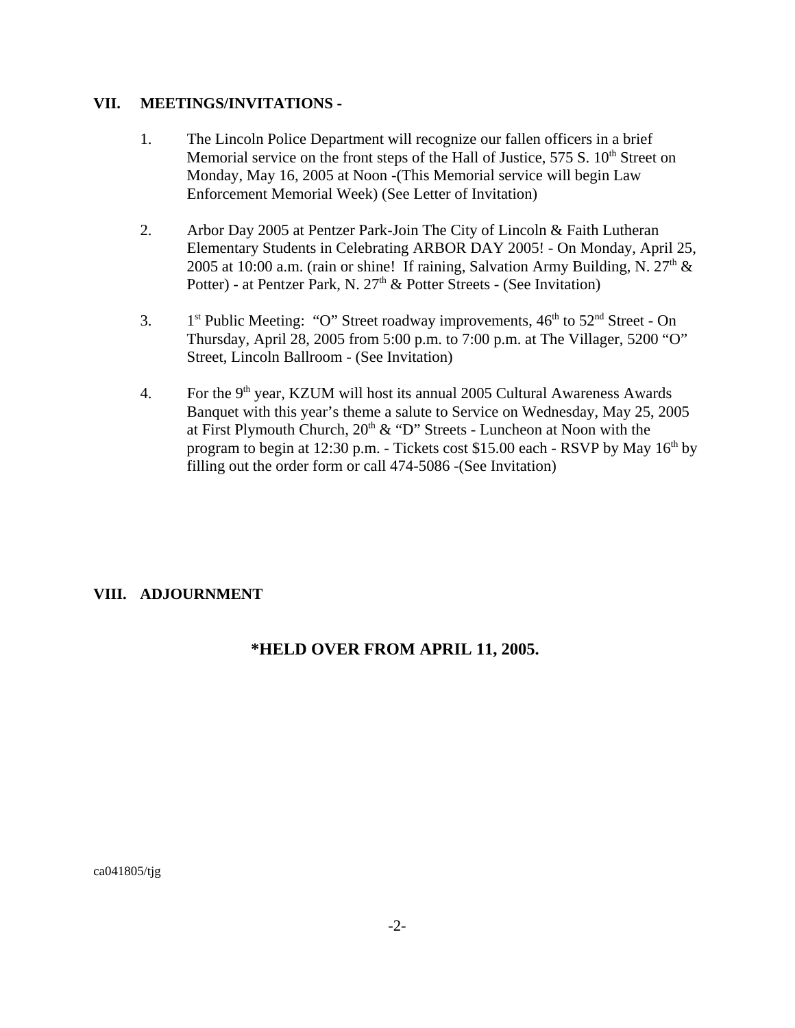## VII. MEETINGS/INVITATIONS -

1. The Lincoln Police Department will recognize our fallen officers in a brief Memorial service on the front steps of the Hall of Justice, 575 S. 10th Street on Monday, May 16, 2005 at Noon -(This Memorial service will begin Law Enforcement Memorial Week) (See Letter of Invitation)

2. Arbor Day 2005 at Pentzer Park-Join The City of Lincoln & Faith Lutheran Elementary Students in Celebrating ARBOR DAY 2005! - On Monday, April 25, 2005 at 10:00 a.m. (rain or shine! If raining, Salvation Army Building, N. 27th & Potter) - at Pentzer Park, N. 27th & Potter Streets - (See Invitation)

3. 1st Public Meeting: "O" Street roadway improvements, 46th to 52nd Street - On Thursday, April 28, 2005 from 5:00 p.m. to 7:00 p.m. at The Villager, 5200 "O" Street, Lincoln Ballroom - (See Invitation)

4. For the 9th year, KZUM will host its annual 2005 Cultural Awareness Awards Banquet with this year's theme a salute to Service on Wednesday, May 25, 2005 at First Plymouth Church, 20th & "D" Streets - Luncheon at Noon with the program to begin at 12:30 p.m. - Tickets cost $15.00 each - RSVP by May 16th by filling out the order form or call 474-5086 -(See Invitation)

## VIII. ADJOURNMENT

**\*HELD OVER FROM APRIL 11, 2005.**

ca041805/tjg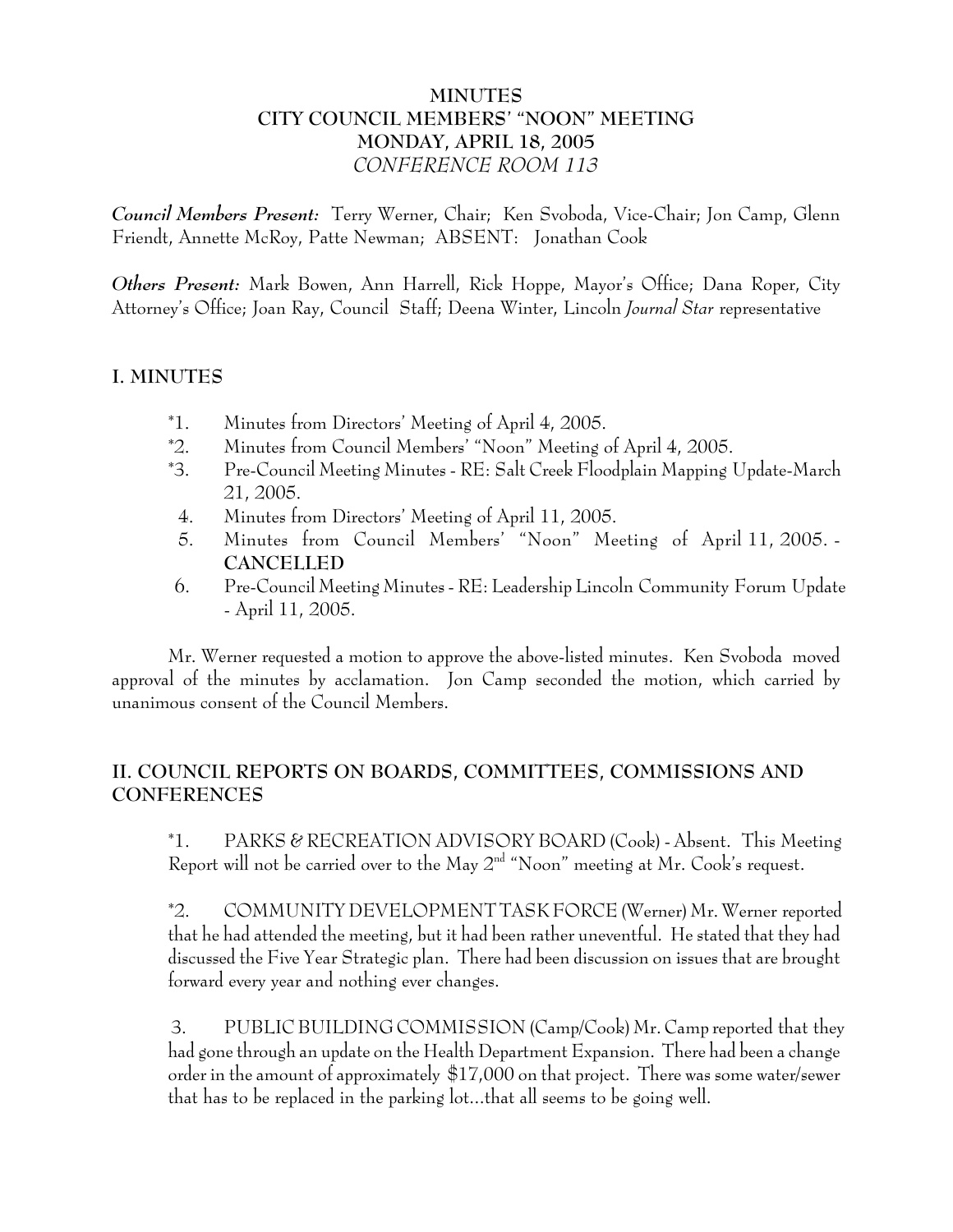# MINUTES
# CITY COUNCIL MEMBERS' "NOON" MEETING
# MONDAY, APRIL 18, 2005
# *CONFERENCE ROOM 113*

***Council Members Present:*** Terry Werner, Chair; Ken Svoboda, Vice-Chair; Jon Camp, Glenn Friendt, Annette McRoy, Patte Newman; ABSENT: Jonathan Cook

***Others Present:*** Mark Bowen, Ann Harrell, Rick Hoppe, Mayor's Office; Dana Roper, City Attorney's Office; Joan Ray, Council Staff; Deena Winter, Lincoln *Journal Star* representative

## I. MINUTES

*1. Minutes from Directors' Meeting of April 4, 2005.
*2. Minutes from Council Members' "Noon" Meeting of April 4, 2005.
*3. Pre-Council Meeting Minutes - RE: Salt Creek Floodplain Mapping Update-March 21, 2005.
4. Minutes from Directors' Meeting of April 11, 2005.
5. Minutes from Council Members' "Noon" Meeting of April 11, 2005. - **CANCELLED**
6. Pre-Council Meeting Minutes - RE: Leadership Lincoln Community Forum Update - April 11, 2005.

Mr. Werner requested a motion to approve the above-listed minutes. Ken Svoboda moved approval of the minutes by acclamation. Jon Camp seconded the motion, which carried by unanimous consent of the Council Members.

## II. COUNCIL REPORTS ON BOARDS, COMMITTEES, COMMISSIONS AND CONFERENCES

*1. PARKS & RECREATION ADVISORY BOARD (Cook) - Absent. This Meeting Report will not be carried over to the May 2nd "Noon" meeting at Mr. Cook's request.

*2. COMMUNITY DEVELOPMENT TASK FORCE (Werner) Mr. Werner reported that he had attended the meeting, but it had been rather uneventful. He stated that they had discussed the Five Year Strategic plan. There had been discussion on issues that are brought forward every year and nothing ever changes.

3. PUBLIC BUILDING COMMISSION (Camp/Cook) Mr. Camp reported that they had gone through an update on the Health Department Expansion. There had been a change order in the amount of approximately $17,000 on that project. There was some water/sewer that has to be replaced in the parking lot...that all seems to be going well.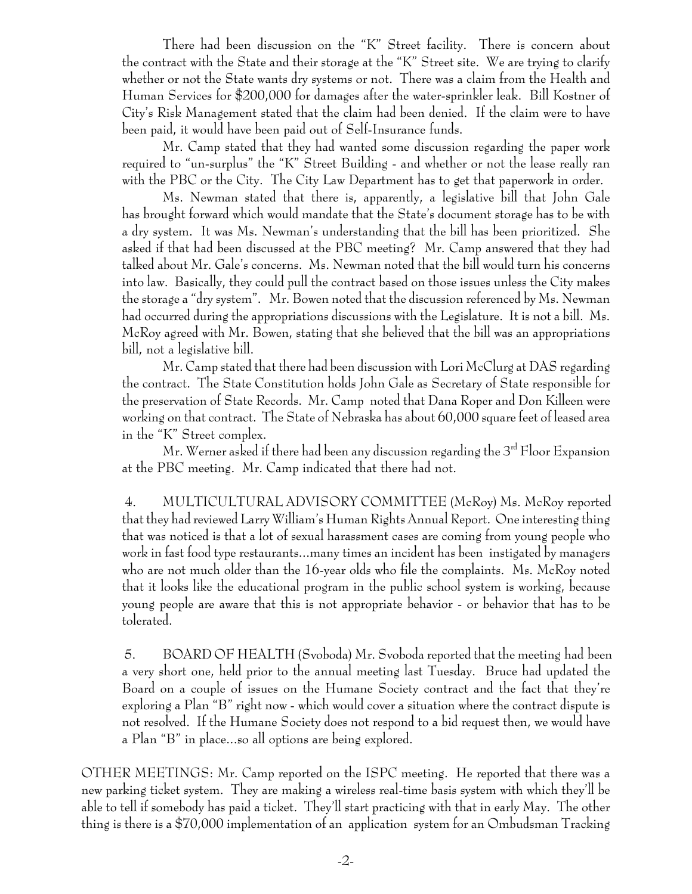There had been discussion on the "K" Street facility. There is concern about the contract with the State and their storage at the "K" Street site. We are trying to clarify whether or not the State wants dry systems or not. There was a claim from the Health and Human Services for $200,000 for damages after the water-sprinkler leak. Bill Kostner of City's Risk Management stated that the claim had been denied. If the claim were to have been paid, it would have been paid out of Self-Insurance funds.

Mr. Camp stated that they had wanted some discussion regarding the paper work required to "un-surplus" the "K" Street Building - and whether or not the lease really ran with the PBC or the City. The City Law Department has to get that paperwork in order.

Ms. Newman stated that there is, apparently, a legislative bill that John Gale has brought forward which would mandate that the State's document storage has to be with a dry system. It was Ms. Newman's understanding that the bill has been prioritized. She asked if that had been discussed at the PBC meeting? Mr. Camp answered that they had talked about Mr. Gale's concerns. Ms. Newman noted that the bill would turn his concerns into law. Basically, they could pull the contract based on those issues unless the City makes the storage a "dry system". Mr. Bowen noted that the discussion referenced by Ms. Newman had occurred during the appropriations discussions with the Legislature. It is not a bill. Ms. McRoy agreed with Mr. Bowen, stating that she believed that the bill was an appropriations bill, not a legislative bill.

Mr. Camp stated that there had been discussion with Lori McClurg at DAS regarding the contract. The State Constitution holds John Gale as Secretary of State responsible for the preservation of State Records. Mr. Camp noted that Dana Roper and Don Killeen were working on that contract. The State of Nebraska has about 60,000 square feet of leased area in the "K" Street complex.

Mr. Werner asked if there had been any discussion regarding the 3rd Floor Expansion at the PBC meeting. Mr. Camp indicated that there had not.

4. MULTICULTURAL ADVISORY COMMITTEE (McRoy) Ms. McRoy reported that they had reviewed Larry William's Human Rights Annual Report. One interesting thing that was noticed is that a lot of sexual harassment cases are coming from young people who work in fast food type restaurants...many times an incident has been instigated by managers who are not much older than the 16-year olds who file the complaints. Ms. McRoy noted that it looks like the educational program in the public school system is working, because young people are aware that this is not appropriate behavior - or behavior that has to be tolerated.

5. BOARD OF HEALTH (Svoboda) Mr. Svoboda reported that the meeting had been a very short one, held prior to the annual meeting last Tuesday. Bruce had updated the Board on a couple of issues on the Humane Society contract and the fact that they're exploring a Plan "B" right now - which would cover a situation where the contract dispute is not resolved. If the Humane Society does not respond to a bid request then, we would have a Plan "B" in place...so all options are being explored.

OTHER MEETINGS: Mr. Camp reported on the ISPC meeting. He reported that there was a new parking ticket system. They are making a wireless real-time basis system with which they'll be able to tell if somebody has paid a ticket. They'll start practicing with that in early May. The other thing is there is a $70,000 implementation of an application system for an Ombudsman Tracking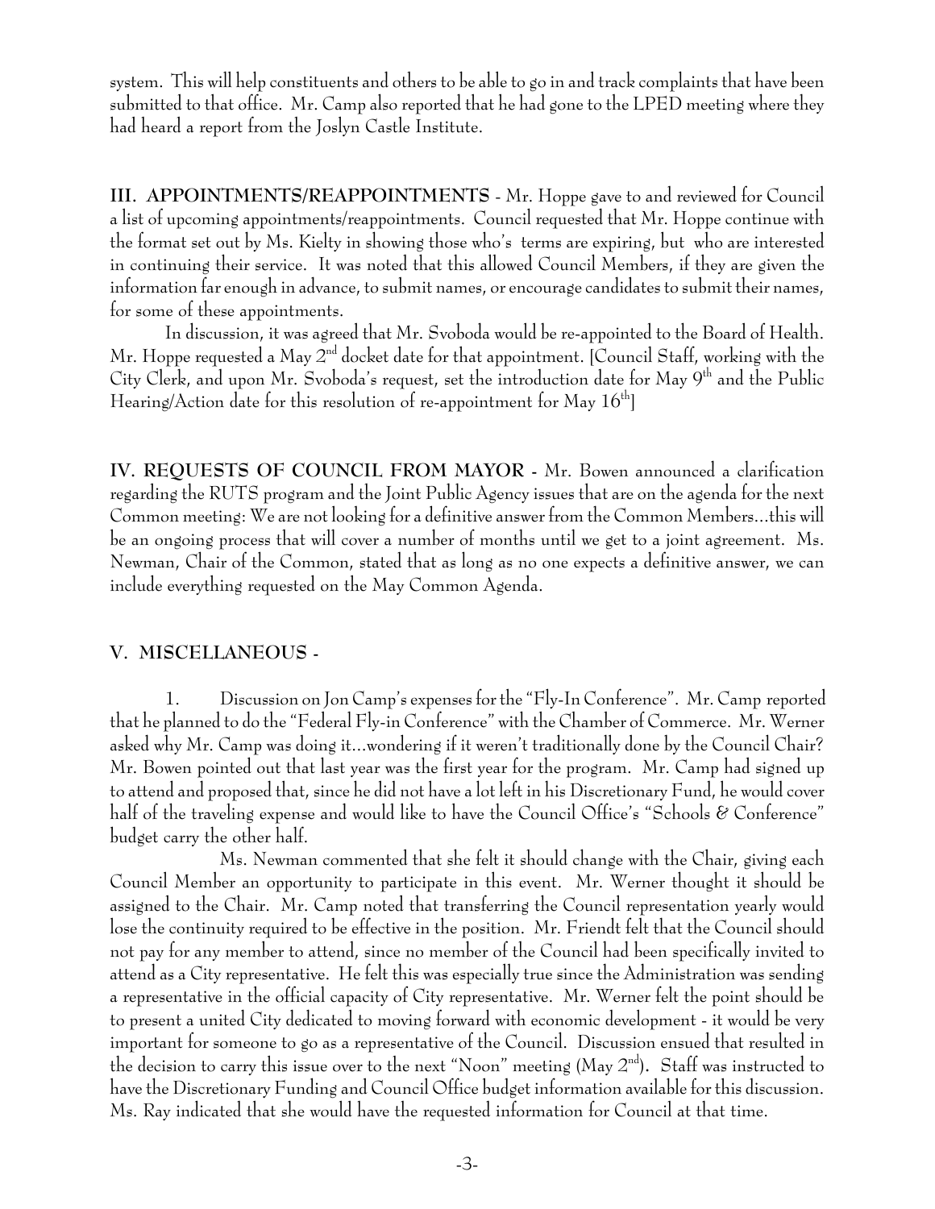system. This will help constituents and others to be able to go in and track complaints that have been submitted to that office. Mr. Camp also reported that he had gone to the LPED meeting where they had heard a report from the Joslyn Castle Institute.

**III. APPOINTMENTS/REAPPOINTMENTS** - Mr. Hoppe gave to and reviewed for Council a list of upcoming appointments/reappointments. Council requested that Mr. Hoppe continue with the format set out by Ms. Kielty in showing those who's terms are expiring, but who are interested in continuing their service. It was noted that this allowed Council Members, if they are given the information far enough in advance, to submit names, or encourage candidates to submit their names, for some of these appointments.

In discussion, it was agreed that Mr. Svoboda would be re-appointed to the Board of Health. Mr. Hoppe requested a May 2nd docket date for that appointment. [Council Staff, working with the City Clerk, and upon Mr. Svoboda's request, set the introduction date for May 9th and the Public Hearing/Action date for this resolution of re-appointment for May 16th]

**IV. REQUESTS OF COUNCIL FROM MAYOR -** Mr. Bowen announced a clarification regarding the RUTS program and the Joint Public Agency issues that are on the agenda for the next Common meeting: We are not looking for a definitive answer from the Common Members...this will be an ongoing process that will cover a number of months until we get to a joint agreement. Ms. Newman, Chair of the Common, stated that as long as no one expects a definitive answer, we can include everything requested on the May Common Agenda.

**V. MISCELLANEOUS -**

1. Discussion on Jon Camp's expenses for the "Fly-In Conference". Mr. Camp reported that he planned to do the "Federal Fly-in Conference" with the Chamber of Commerce. Mr. Werner asked why Mr. Camp was doing it...wondering if it weren't traditionally done by the Council Chair? Mr. Bowen pointed out that last year was the first year for the program. Mr. Camp had signed up to attend and proposed that, since he did not have a lot left in his Discretionary Fund, he would cover half of the traveling expense and would like to have the Council Office's "Schools & Conference" budget carry the other half.

Ms. Newman commented that she felt it should change with the Chair, giving each Council Member an opportunity to participate in this event. Mr. Werner thought it should be assigned to the Chair. Mr. Camp noted that transferring the Council representation yearly would lose the continuity required to be effective in the position. Mr. Friendt felt that the Council should not pay for any member to attend, since no member of the Council had been specifically invited to attend as a City representative. He felt this was especially true since the Administration was sending a representative in the official capacity of City representative. Mr. Werner felt the point should be to present a united City dedicated to moving forward with economic development - it would be very important for someone to go as a representative of the Council. Discussion ensued that resulted in the decision to carry this issue over to the next "Noon" meeting (May 2nd). Staff was instructed to have the Discretionary Funding and Council Office budget information available for this discussion. Ms. Ray indicated that she would have the requested information for Council at that time.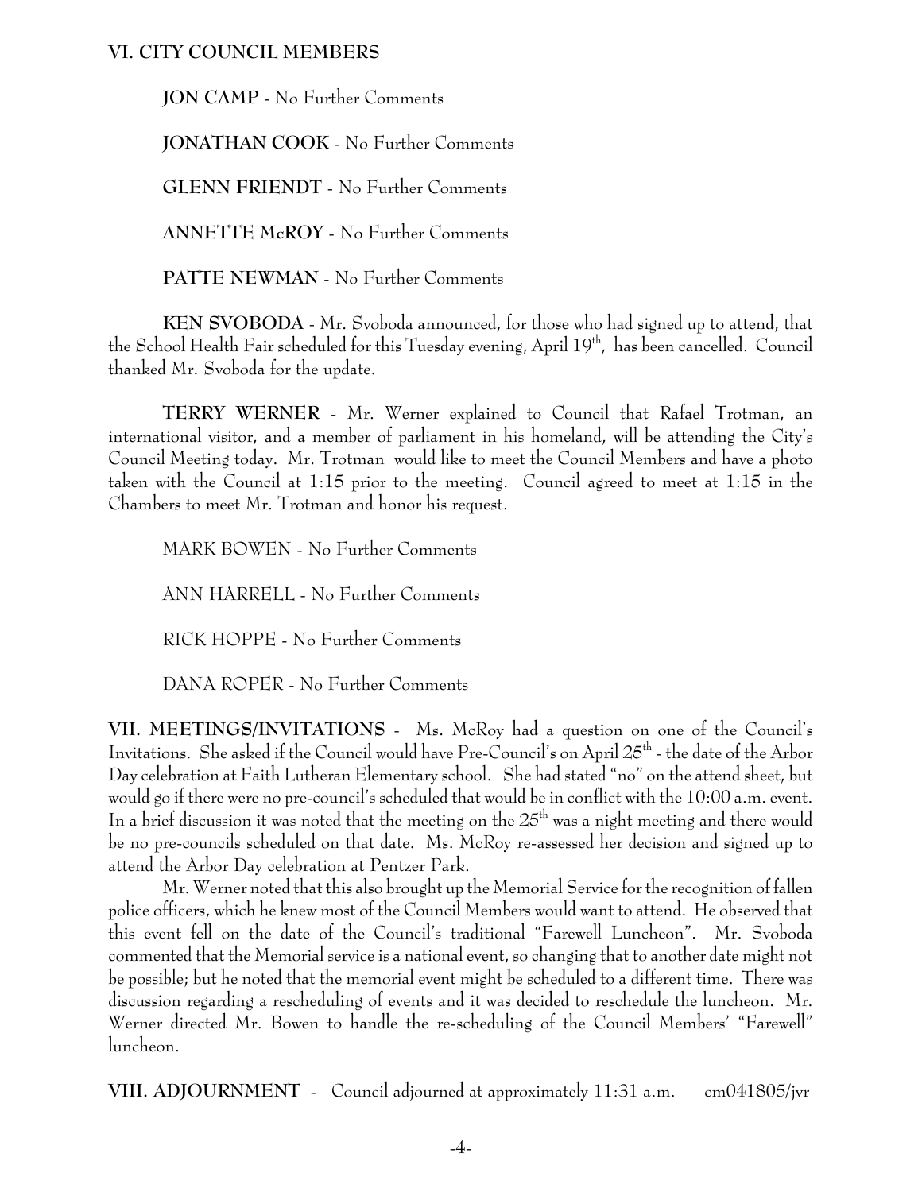## VI. CITY COUNCIL MEMBERS

**JON CAMP** - No Further Comments

**JONATHAN COOK** - No Further Comments

**GLENN FRIENDT** - No Further Comments

**ANNETTE McROY** - No Further Comments

**PATTE NEWMAN** - No Further Comments

**KEN SVOBODA** - Mr. Svoboda announced, for those who had signed up to attend, that the School Health Fair scheduled for this Tuesday evening, April 19th, has been cancelled. Council thanked Mr. Svoboda for the update.

**TERRY WERNER** - Mr. Werner explained to Council that Rafael Trotman, an international visitor, and a member of parliament in his homeland, will be attending the City's Council Meeting today. Mr. Trotman would like to meet the Council Members and have a photo taken with the Council at 1:15 prior to the meeting. Council agreed to meet at 1:15 in the Chambers to meet Mr. Trotman and honor his request.

MARK BOWEN - No Further Comments

ANN HARRELL - No Further Comments

RICK HOPPE - No Further Comments

DANA ROPER - No Further Comments

**VII. MEETINGS/INVITATIONS** - Ms. McRoy had a question on one of the Council's Invitations. She asked if the Council would have Pre-Council's on April 25th - the date of the Arbor Day celebration at Faith Lutheran Elementary school. She had stated "no" on the attend sheet, but would go if there were no pre-council's scheduled that would be in conflict with the 10:00 a.m. event. In a brief discussion it was noted that the meeting on the 25th was a night meeting and there would be no pre-councils scheduled on that date. Ms. McRoy re-assessed her decision and signed up to attend the Arbor Day celebration at Pentzer Park.

Mr. Werner noted that this also brought up the Memorial Service for the recognition of fallen police officers, which he knew most of the Council Members would want to attend. He observed that this event fell on the date of the Council's traditional "Farewell Luncheon". Mr. Svoboda commented that the Memorial service is a national event, so changing that to another date might not be possible; but he noted that the memorial event might be scheduled to a different time. There was discussion regarding a rescheduling of events and it was decided to reschedule the luncheon. Mr. Werner directed Mr. Bowen to handle the re-scheduling of the Council Members' "Farewell" luncheon.

**VIII. ADJOURNMENT** - Council adjourned at approximately 11:31 a.m. cm041805/jvr